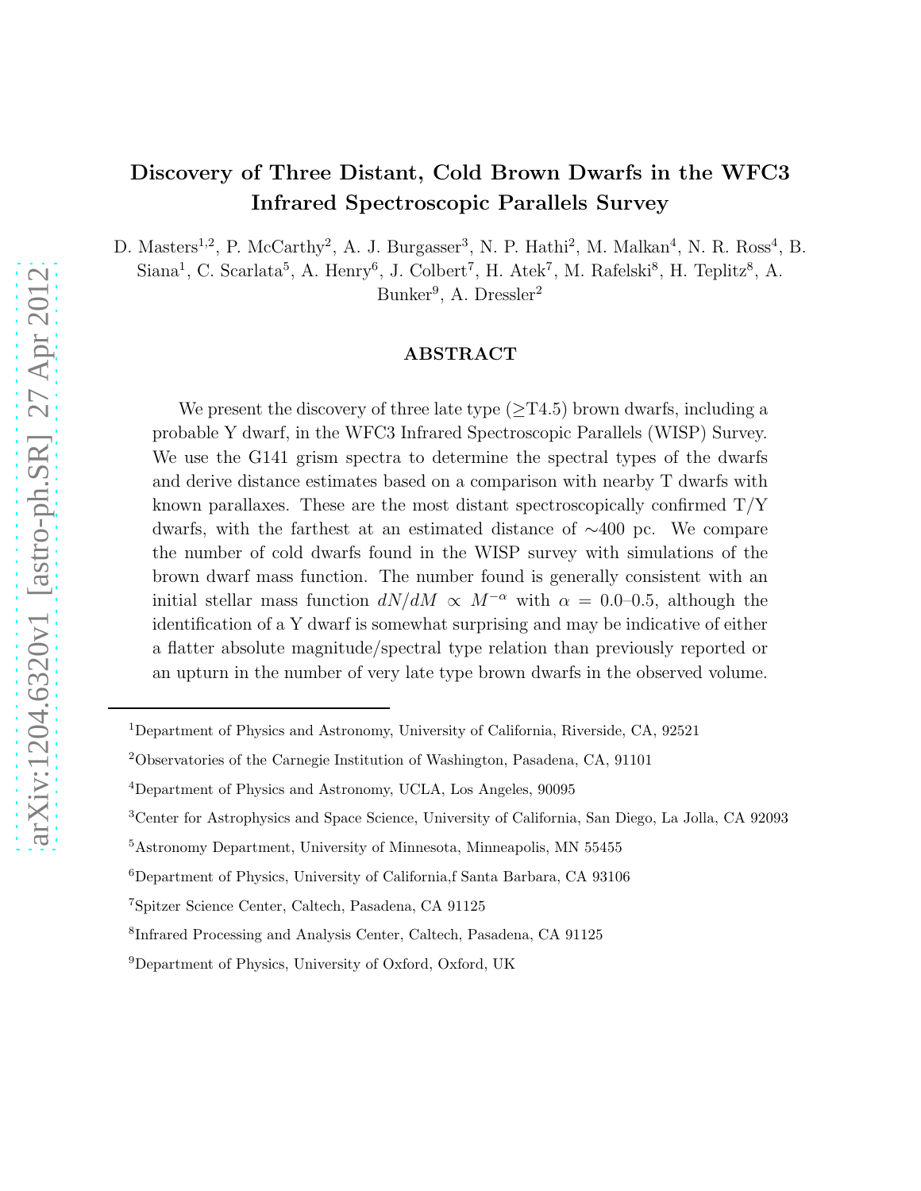# Discovery of Three Distant, Cold Brown Dwarfs in the WFC3 Infrared Spectroscopic Parallels Survey

D. Masters[1,2], P. McCarthy[2], A. J. Burgasser[3], N. P. Hathi[2], M. Malkan[4], N. R. Ross[4], B. Siana[1], C. Scarlata[5], A. Henry[6], J. Colbert[7], H. Atek[7], M. Rafelski[8], H. Teplitz[8], A. Bunker[9], A. Dressler[2]

## ABSTRACT

We present the discovery of three late type (≥T4.5) brown dwarfs, including a probable Y dwarf, in the WFC3 Infrared Spectroscopic Parallels (WISP) Survey. We use the G141 grism spectra to determine the spectral types of the dwarfs and derive distance estimates based on a comparison with nearby T dwarfs with known parallaxes. These are the most distant spectroscopically confirmed T/Y dwarfs, with the farthest at an estimated distance of ∼400 pc. We compare the number of cold dwarfs found in the WISP survey with simulations of the brown dwarf mass function. The number found is generally consistent with an initial stellar mass function $dN/dM \propto M^{-\alpha}$ with $\alpha$ = 0.0–0.5, although the identification of a Y dwarf is somewhat surprising and may be indicative of either a flatter absolute magnitude/spectral type relation than previously reported or an upturn in the number of very late type brown dwarfs in the observed volume.

---

[1]Department of Physics and Astronomy, University of California, Riverside, CA, 92521

[2]Observatories of the Carnegie Institution of Washington, Pasadena, CA, 91101

[4]Department of Physics and Astronomy, UCLA, Los Angeles, 90095

[3]Center for Astrophysics and Space Science, University of California, San Diego, La Jolla, CA 92093

[5]Astronomy Department, University of Minnesota, Minneapolis, MN 55455

[6]Department of Physics, University of California,f Santa Barbara, CA 93106

[7]Spitzer Science Center, Caltech, Pasadena, CA 91125

[8]Infrared Processing and Analysis Center, Caltech, Pasadena, CA 91125

[9]Department of Physics, University of Oxford, Oxford, UK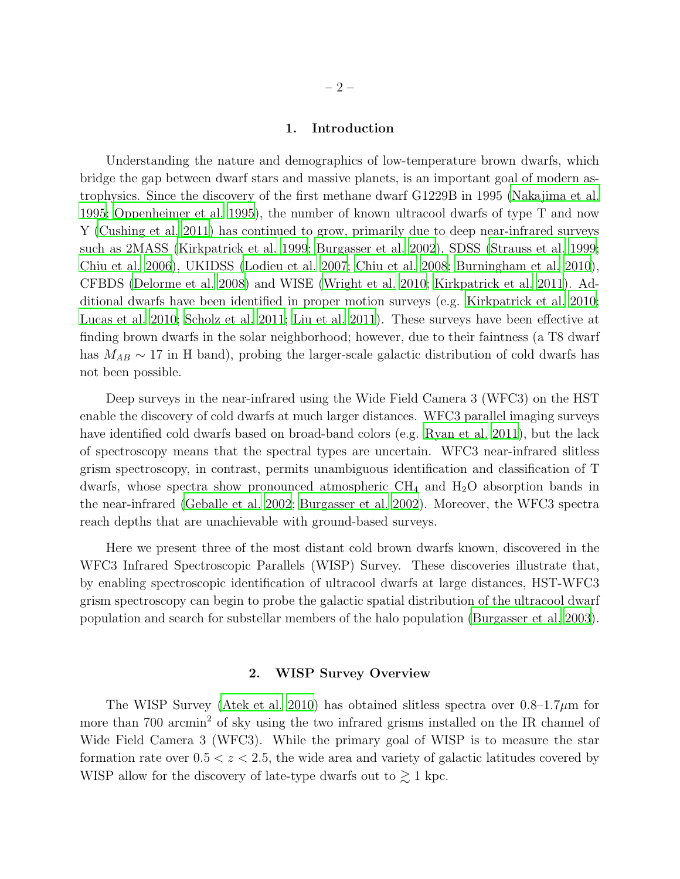## 1. Introduction

Understanding the nature and demographics of low-temperature brown dwarfs, which bridge the gap between dwarf stars and massive planets, is an important goal of modern astrophysics. Since the discovery of the first methane dwarf G1229B in 1995 (Nakajima et al. 1995; Oppenheimer et al. 1995), the number of known ultracool dwarfs of type T and now Y (Cushing et al. 2011) has continued to grow, primarily due to deep near-infrared surveys such as 2MASS (Kirkpatrick et al. 1999; Burgasser et al. 2002), SDSS (Strauss et al. 1999; Chiu et al. 2006), UKIDSS (Lodieu et al. 2007; Chiu et al. 2008; Burningham et al. 2010), CFBDS (Delorme et al. 2008) and WISE (Wright et al. 2010; Kirkpatrick et al. 2011). Additional dwarfs have been identified in proper motion surveys (e.g. Kirkpatrick et al. 2010; Lucas et al. 2010; Scholz et al. 2011; Liu et al. 2011). These surveys have been effective at finding brown dwarfs in the solar neighborhood; however, due to their faintness (a T8 dwarf has $M_{AB} \sim 17$ in H band), probing the larger-scale galactic distribution of cold dwarfs has not been possible.

Deep surveys in the near-infrared using the Wide Field Camera 3 (WFC3) on the HST enable the discovery of cold dwarfs at much larger distances. WFC3 parallel imaging surveys have identified cold dwarfs based on broad-band colors (e.g. Ryan et al. 2011), but the lack of spectroscopy means that the spectral types are uncertain. WFC3 near-infrared slitless grism spectroscopy, in contrast, permits unambiguous identification and classification of T dwarfs, whose spectra show pronounced atmospheric $CH_4$ and $H_2O$ absorption bands in the near-infrared (Geballe et al. 2002; Burgasser et al. 2002). Moreover, the WFC3 spectra reach depths that are unachievable with ground-based surveys.

Here we present three of the most distant cold brown dwarfs known, discovered in the WFC3 Infrared Spectroscopic Parallels (WISP) Survey. These discoveries illustrate that, by enabling spectroscopic identification of ultracool dwarfs at large distances, HST-WFC3 grism spectroscopy can begin to probe the galactic spatial distribution of the ultracool dwarf population and search for substellar members of the halo population (Burgasser et al. 2003).

## 2. WISP Survey Overview

The WISP Survey (Atek et al. 2010) has obtained slitless spectra over 0.8–1.7$\mu$m for more than 700 arcmin$^2$ of sky using the two infrared grisms installed on the IR channel of Wide Field Camera 3 (WFC3). While the primary goal of WISP is to measure the star formation rate over $0.5 < z < 2.5$, the wide area and variety of galactic latitudes covered by WISP allow for the discovery of late-type dwarfs out to $\gtrsim 1$ kpc.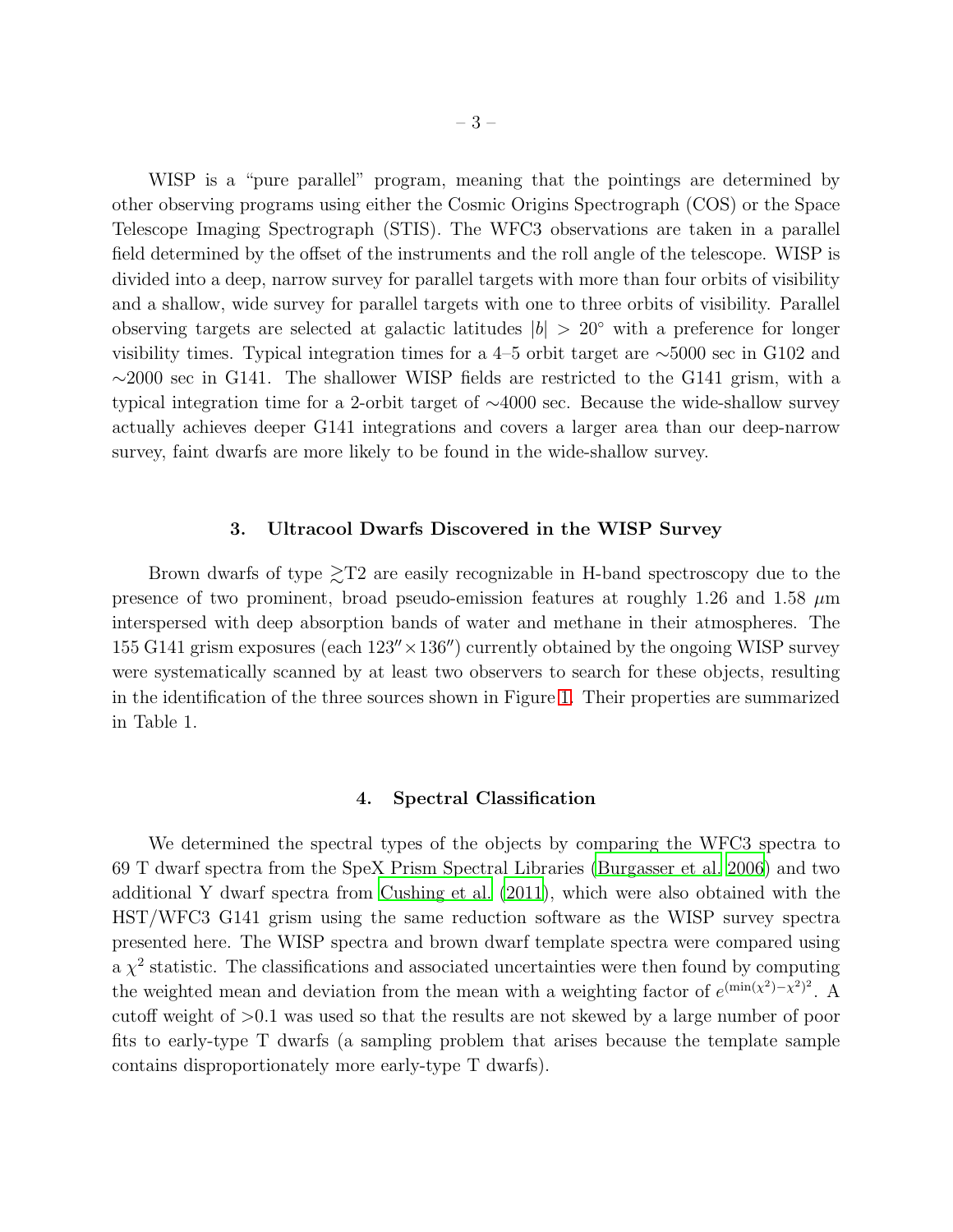WISP is a "pure parallel" program, meaning that the pointings are determined by other observing programs using either the Cosmic Origins Spectrograph (COS) or the Space Telescope Imaging Spectrograph (STIS). The WFC3 observations are taken in a parallel field determined by the offset of the instruments and the roll angle of the telescope. WISP is divided into a deep, narrow survey for parallel targets with more than four orbits of visibility and a shallow, wide survey for parallel targets with one to three orbits of visibility. Parallel observing targets are selected at galactic latitudes $|b| > 20°$ with a preference for longer visibility times. Typical integration times for a 4–5 orbit target are $\sim$5000 sec in G102 and $\sim$2000 sec in G141. The shallower WISP fields are restricted to the G141 grism, with a typical integration time for a 2-orbit target of $\sim$4000 sec. Because the wide-shallow survey actually achieves deeper G141 integrations and covers a larger area than our deep-narrow survey, faint dwarfs are more likely to be found in the wide-shallow survey.

## 3. Ultracool Dwarfs Discovered in the WISP Survey

Brown dwarfs of type $\gtrsim$T2 are easily recognizable in H-band spectroscopy due to the presence of two prominent, broad pseudo-emission features at roughly 1.26 and 1.58 $\mu$m interspersed with deep absorption bands of water and methane in their atmospheres. The 155 G141 grism exposures (each $123'' \times 136''$) currently obtained by the ongoing WISP survey were systematically scanned by at least two observers to search for these objects, resulting in the identification of the three sources shown in Figure 1. Their properties are summarized in Table 1.

## 4. Spectral Classification

We determined the spectral types of the objects by comparing the WFC3 spectra to 69 T dwarf spectra from the SpeX Prism Spectral Libraries (Burgasser et al. 2006) and two additional Y dwarf spectra from Cushing et al. (2011), which were also obtained with the HST/WFC3 G141 grism using the same reduction software as the WISP survey spectra presented here. The WISP spectra and brown dwarf template spectra were compared using a $\chi^2$ statistic. The classifications and associated uncertainties were then found by computing the weighted mean and deviation from the mean with a weighting factor of $e^{(\min(\chi^2)-\chi^2)^2}$. A cutoff weight of >0.1 was used so that the results are not skewed by a large number of poor fits to early-type T dwarfs (a sampling problem that arises because the template sample contains disproportionately more early-type T dwarfs).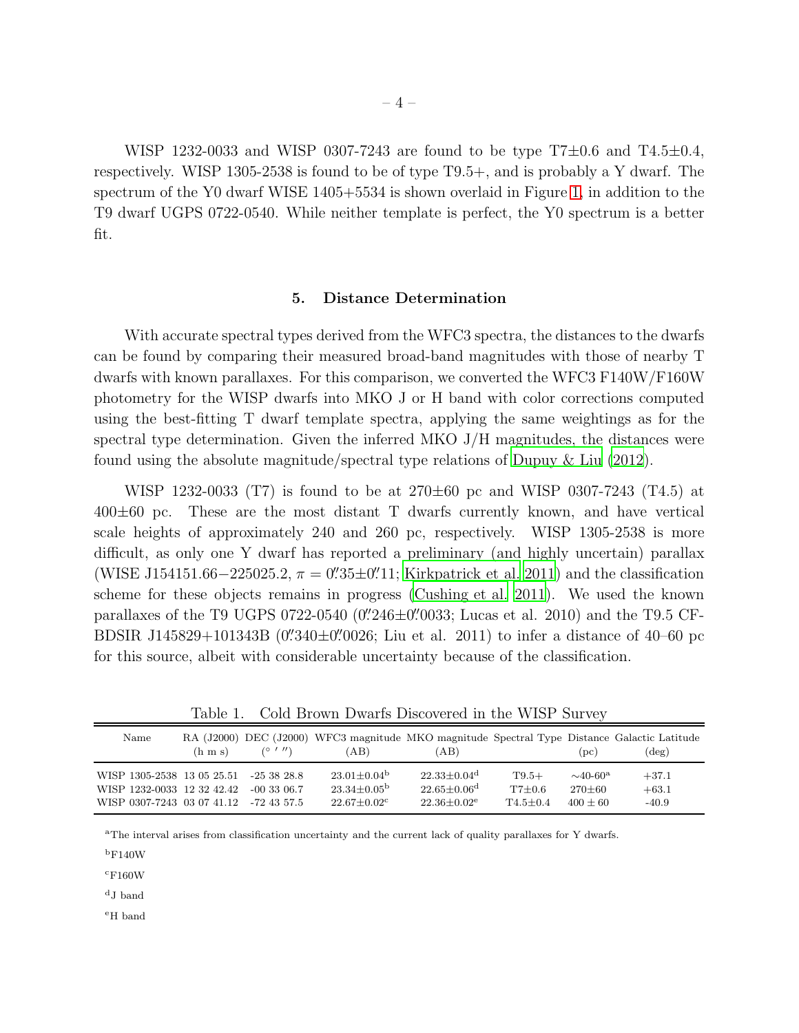WISP 1232-0033 and WISP 0307-7243 are found to be type T7±0.6 and T4.5±0.4, respectively. WISP 1305-2538 is found to be of type T9.5+, and is probably a Y dwarf. The spectrum of the Y0 dwarf WISE 1405+5534 is shown overlaid in Figure 1, in addition to the T9 dwarf UGPS 0722-0540. While neither template is perfect, the Y0 spectrum is a better fit.

## 5. Distance Determination

With accurate spectral types derived from the WFC3 spectra, the distances to the dwarfs can be found by comparing their measured broad-band magnitudes with those of nearby T dwarfs with known parallaxes. For this comparison, we converted the WFC3 F140W/F160W photometry for the WISP dwarfs into MKO J or H band with color corrections computed using the best-fitting T dwarf template spectra, applying the same weightings as for the spectral type determination. Given the inferred MKO J/H magnitudes, the distances were found using the absolute magnitude/spectral type relations of Dupuy & Liu (2012).

WISP 1232-0033 (T7) is found to be at 270±60 pc and WISP 0307-7243 (T4.5) at 400±60 pc. These are the most distant T dwarfs currently known, and have vertical scale heights of approximately 240 and 260 pc, respectively. WISP 1305-2538 is more difficult, as only one Y dwarf has reported a preliminary (and highly uncertain) parallax (WISE J154151.66−225025.2, $\pi = 0''.35 \pm 0''.11$; Kirkpatrick et al. 2011) and the classification scheme for these objects remains in progress (Cushing et al. 2011). We used the known parallaxes of the T9 UGPS 0722-0540 ($0''.246 \pm 0''.0033$; Lucas et al. 2010) and the T9.5 CFBDSIR J145829+101343B ($0''.340 \pm 0''.0026$; Liu et al. 2011) to infer a distance of 40–60 pc for this source, albeit with considerable uncertainty because of the classification.

Table 1. Cold Brown Dwarfs Discovered in the WISP Survey

| Name | RA (J2000) (h m s) | DEC (J2000) (° ′ ″) | WFC3 magnitude (AB) | MKO magnitude (AB) | Spectral Type | Distance (pc) | Galactic Latitude (deg) |
|---|---|---|---|---|---|---|---|
| WISP 1305-2538 | 13 05 25.51 | -25 38 28.8 | 23.01±0.04[b] | 22.33±0.04[d] | T9.5+ | ∼40-60[a] | +37.1 |
| WISP 1232-0033 | 12 32 42.42 | -00 33 06.7 | 23.34±0.05[b] | 22.65±0.06[d] | T7±0.6 | 270±60 | +63.1 |
| WISP 0307-7243 | 03 07 41.12 | -72 43 57.5 | 22.67±0.02[c] | 22.36±0.02[e] | T4.5±0.4 | 400 ± 60 | -40.9 |

[a]The interval arises from classification uncertainty and the current lack of quality parallaxes for Y dwarfs.

[b]F140W

[c]F160W

[d]J band

[e]H band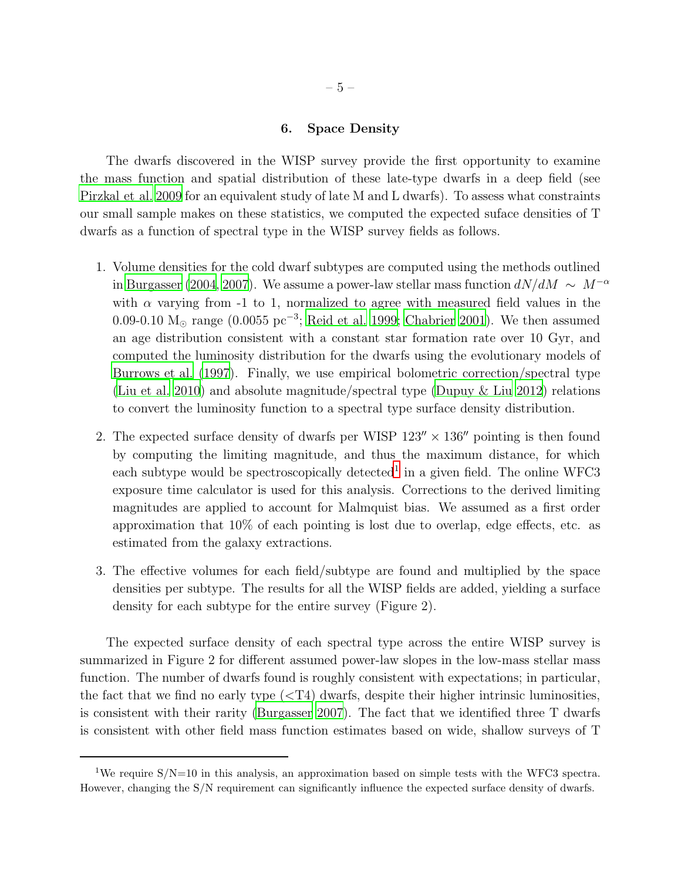## 6. Space Density

The dwarfs discovered in the WISP survey provide the first opportunity to examine the mass function and spatial distribution of these late-type dwarfs in a deep field (see Pirzkal et al. 2009 for an equivalent study of late M and L dwarfs). To assess what constraints our small sample makes on these statistics, we computed the expected suface densities of T dwarfs as a function of spectral type in the WISP survey fields as follows.

1. Volume densities for the cold dwarf subtypes are computed using the methods outlined in Burgasser (2004, 2007). We assume a power-law stellar mass function $dN/dM \sim M^{-\alpha}$ with $\alpha$ varying from -1 to 1, normalized to agree with measured field values in the 0.09-0.10 $M_{\odot}$ range (0.0055 $pc^{-3}$; Reid et al. 1999; Chabrier 2001). We then assumed an age distribution consistent with a constant star formation rate over 10 Gyr, and computed the luminosity distribution for the dwarfs using the evolutionary models of Burrows et al. (1997). Finally, we use empirical bolometric correction/spectral type (Liu et al. 2010) and absolute magnitude/spectral type (Dupuy & Liu 2012) relations to convert the luminosity function to a spectral type surface density distribution.

2. The expected surface density of dwarfs per WISP $123'' \times 136''$ pointing is then found by computing the limiting magnitude, and thus the maximum distance, for which each subtype would be spectroscopically detected[1] in a given field. The online WFC3 exposure time calculator is used for this analysis. Corrections to the derived limiting magnitudes are applied to account for Malmquist bias. We assumed as a first order approximation that 10% of each pointing is lost due to overlap, edge effects, etc. as estimated from the galaxy extractions.

3. The effective volumes for each field/subtype are found and multiplied by the space densities per subtype. The results for all the WISP fields are added, yielding a surface density for each subtype for the entire survey (Figure 2).

The expected surface density of each spectral type across the entire WISP survey is summarized in Figure 2 for different assumed power-law slopes in the low-mass stellar mass function. The number of dwarfs found is roughly consistent with expectations; in particular, the fact that we find no early type (<T4) dwarfs, despite their higher intrinsic luminosities, is consistent with their rarity (Burgasser 2007). The fact that we identified three T dwarfs is consistent with other field mass function estimates based on wide, shallow surveys of T

[1] We require S/N=10 in this analysis, an approximation based on simple tests with the WFC3 spectra. However, changing the S/N requirement can significantly influence the expected surface density of dwarfs.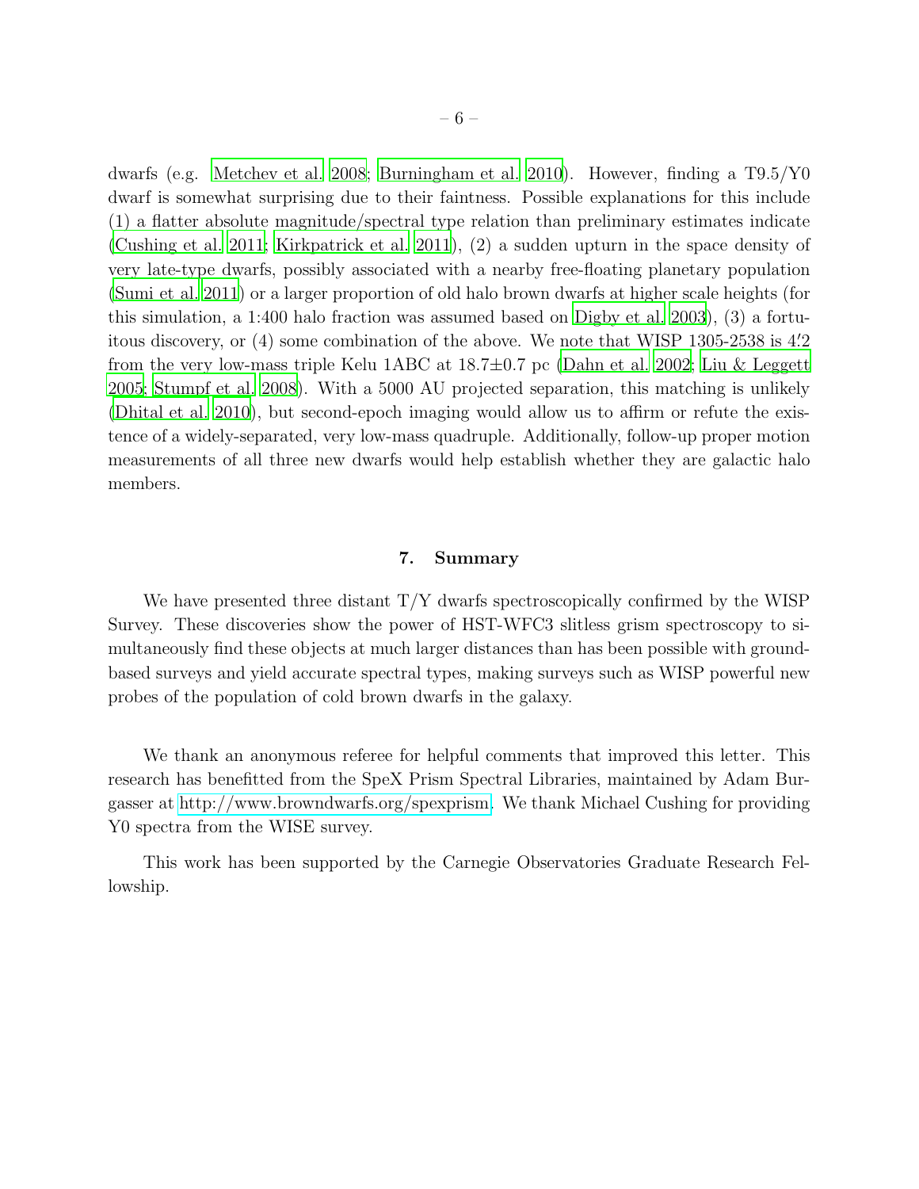dwarfs (e.g. Metchev et al. 2008; Burningham et al. 2010). However, finding a T9.5/Y0 dwarf is somewhat surprising due to their faintness. Possible explanations for this include (1) a flatter absolute magnitude/spectral type relation than preliminary estimates indicate (Cushing et al. 2011; Kirkpatrick et al. 2011), (2) a sudden upturn in the space density of very late-type dwarfs, possibly associated with a nearby free-floating planetary population (Sumi et al. 2011) or a larger proportion of old halo brown dwarfs at higher scale heights (for this simulation, a 1:400 halo fraction was assumed based on Digby et al. 2003), (3) a fortuitous discovery, or (4) some combination of the above. We note that WISP 1305-2538 is 4$\farcm$2 from the very low-mass triple Kelu 1ABC at 18.7$\pm$0.7 pc (Dahn et al. 2002; Liu & Leggett 2005; Stumpf et al. 2008). With a 5000 AU projected separation, this matching is unlikely (Dhital et al. 2010), but second-epoch imaging would allow us to affirm or refute the existence of a widely-separated, very low-mass quadruple. Additionally, follow-up proper motion measurements of all three new dwarfs would help establish whether they are galactic halo members.

## 7. Summary

We have presented three distant T/Y dwarfs spectroscopically confirmed by the WISP Survey. These discoveries show the power of HST-WFC3 slitless grism spectroscopy to simultaneously find these objects at much larger distances than has been possible with ground-based surveys and yield accurate spectral types, making surveys such as WISP powerful new probes of the population of cold brown dwarfs in the galaxy.

We thank an anonymous referee for helpful comments that improved this letter. This research has benefitted from the SpeX Prism Spectral Libraries, maintained by Adam Burgasser at http://www.browndwarfs.org/spexprism. We thank Michael Cushing for providing Y0 spectra from the WISE survey.

This work has been supported by the Carnegie Observatories Graduate Research Fellowship.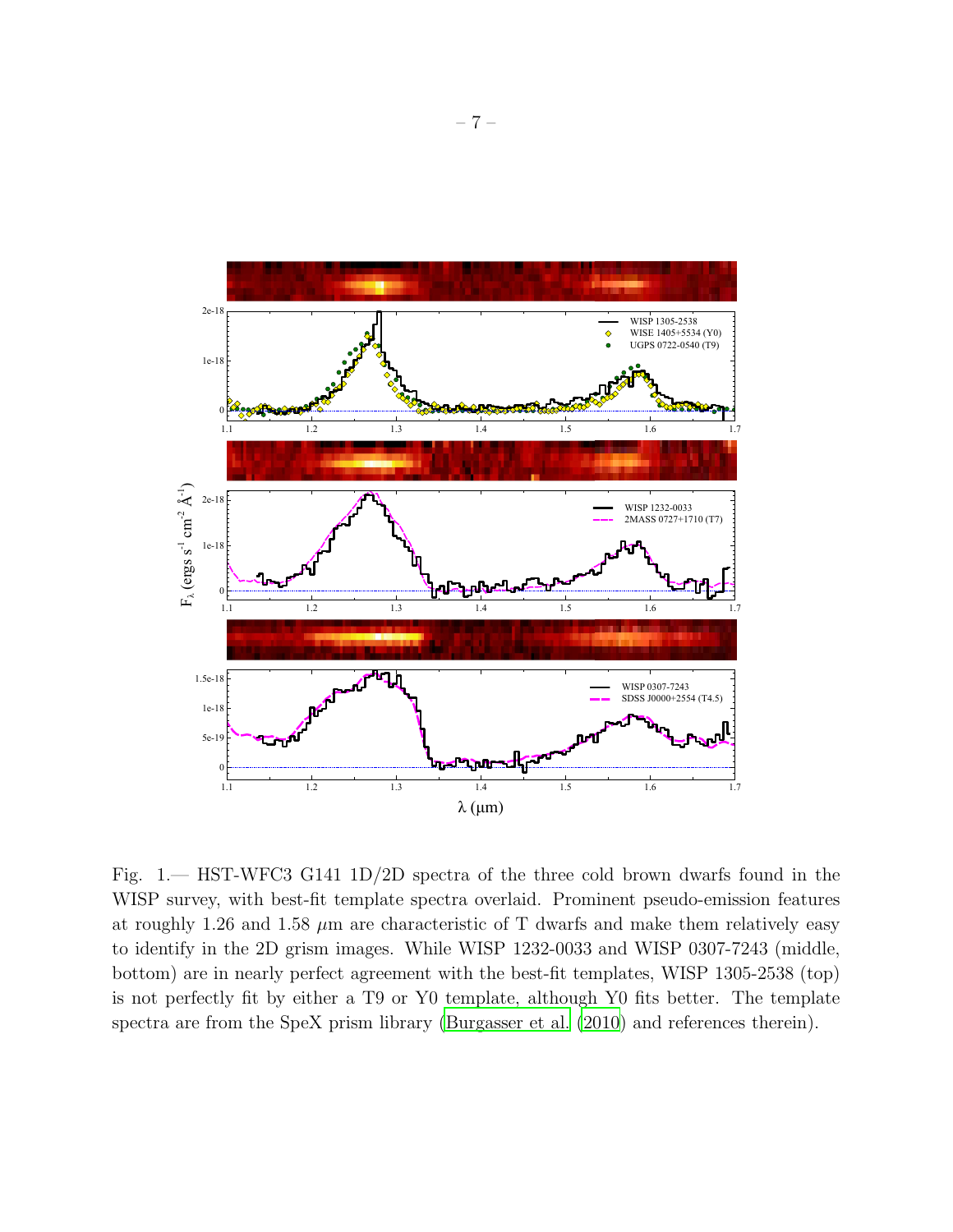Fig. 1.— HST-WFC3 G141 1D/2D spectra of the three cold brown dwarfs found in the WISP survey, with best-fit template spectra overlaid. Prominent pseudo-emission features at roughly 1.26 and 1.58 $\mu$m are characteristic of T dwarfs and make them relatively easy to identify in the 2D grism images. While WISP 1232-0033 and WISP 0307-7243 (middle, bottom) are in nearly perfect agreement with the best-fit templates, WISP 1305-2538 (top) is not perfectly fit by either a T9 or Y0 template, although Y0 fits better. The template spectra are from the SpeX prism library (Burgasser et al. (2010) and references therein).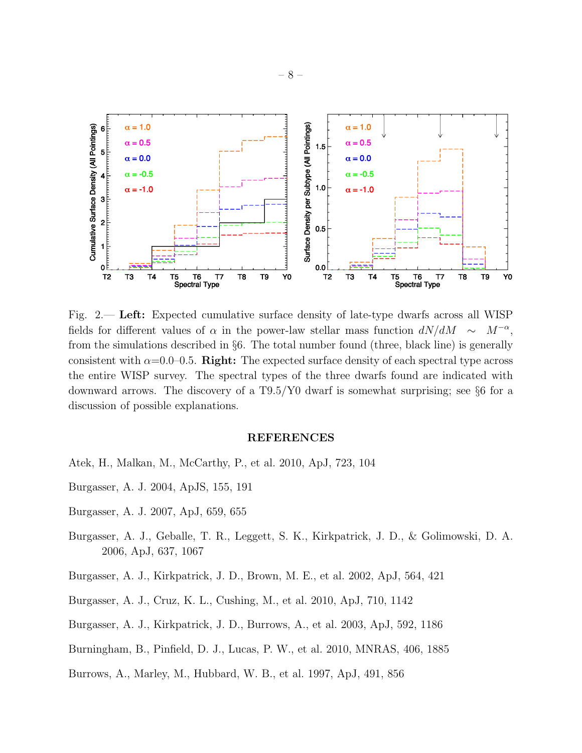Fig. 2.— **Left:** Expected cumulative surface density of late-type dwarfs across all WISP fields for different values of $\alpha$ in the power-law stellar mass function $dN/dM \sim M^{-\alpha}$, from the simulations described in §6. The total number found (three, black line) is generally consistent with $\alpha$=0.0–0.5. **Right:** The expected surface density of each spectral type across the entire WISP survey. The spectral types of the three dwarfs found are indicated with downward arrows. The discovery of a T9.5/Y0 dwarf is somewhat surprising; see §6 for a discussion of possible explanations.

## REFERENCES

Atek, H., Malkan, M., McCarthy, P., et al. 2010, ApJ, 723, 104

Burgasser, A. J. 2004, ApJS, 155, 191

Burgasser, A. J. 2007, ApJ, 659, 655

Burgasser, A. J., Geballe, T. R., Leggett, S. K., Kirkpatrick, J. D., & Golimowski, D. A. 2006, ApJ, 637, 1067

Burgasser, A. J., Kirkpatrick, J. D., Brown, M. E., et al. 2002, ApJ, 564, 421

Burgasser, A. J., Cruz, K. L., Cushing, M., et al. 2010, ApJ, 710, 1142

Burgasser, A. J., Kirkpatrick, J. D., Burrows, A., et al. 2003, ApJ, 592, 1186

Burningham, B., Pinfield, D. J., Lucas, P. W., et al. 2010, MNRAS, 406, 1885

Burrows, A., Marley, M., Hubbard, W. B., et al. 1997, ApJ, 491, 856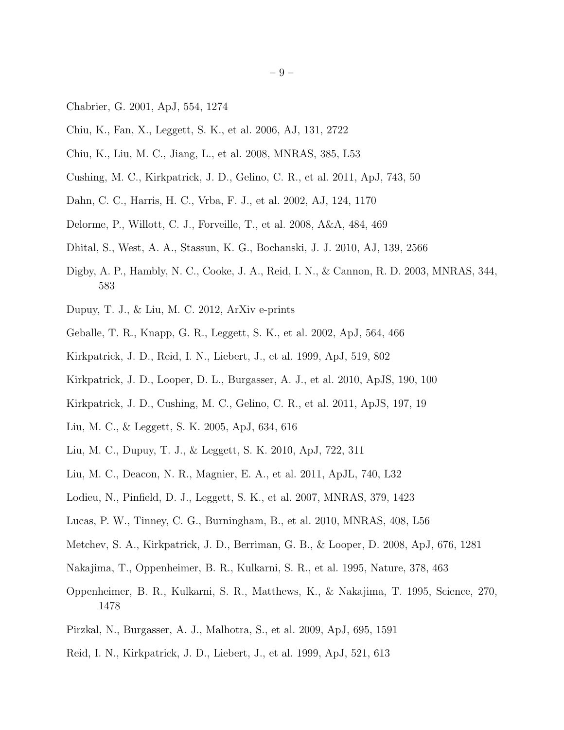Chabrier, G. 2001, ApJ, 554, 1274

Chiu, K., Fan, X., Leggett, S. K., et al. 2006, AJ, 131, 2722

Chiu, K., Liu, M. C., Jiang, L., et al. 2008, MNRAS, 385, L53

Cushing, M. C., Kirkpatrick, J. D., Gelino, C. R., et al. 2011, ApJ, 743, 50

Dahn, C. C., Harris, H. C., Vrba, F. J., et al. 2002, AJ, 124, 1170

Delorme, P., Willott, C. J., Forveille, T., et al. 2008, A&A, 484, 469

Dhital, S., West, A. A., Stassun, K. G., Bochanski, J. J. 2010, AJ, 139, 2566

Digby, A. P., Hambly, N. C., Cooke, J. A., Reid, I. N., & Cannon, R. D. 2003, MNRAS, 344, 583

Dupuy, T. J., & Liu, M. C. 2012, ArXiv e-prints

Geballe, T. R., Knapp, G. R., Leggett, S. K., et al. 2002, ApJ, 564, 466

Kirkpatrick, J. D., Reid, I. N., Liebert, J., et al. 1999, ApJ, 519, 802

Kirkpatrick, J. D., Looper, D. L., Burgasser, A. J., et al. 2010, ApJS, 190, 100

Kirkpatrick, J. D., Cushing, M. C., Gelino, C. R., et al. 2011, ApJS, 197, 19

Liu, M. C., & Leggett, S. K. 2005, ApJ, 634, 616

Liu, M. C., Dupuy, T. J., & Leggett, S. K. 2010, ApJ, 722, 311

Liu, M. C., Deacon, N. R., Magnier, E. A., et al. 2011, ApJL, 740, L32

Lodieu, N., Pinfield, D. J., Leggett, S. K., et al. 2007, MNRAS, 379, 1423

Lucas, P. W., Tinney, C. G., Burningham, B., et al. 2010, MNRAS, 408, L56

Metchev, S. A., Kirkpatrick, J. D., Berriman, G. B., & Looper, D. 2008, ApJ, 676, 1281

Nakajima, T., Oppenheimer, B. R., Kulkarni, S. R., et al. 1995, Nature, 378, 463

Oppenheimer, B. R., Kulkarni, S. R., Matthews, K., & Nakajima, T. 1995, Science, 270, 1478

Pirzkal, N., Burgasser, A. J., Malhotra, S., et al. 2009, ApJ, 695, 1591

Reid, I. N., Kirkpatrick, J. D., Liebert, J., et al. 1999, ApJ, 521, 613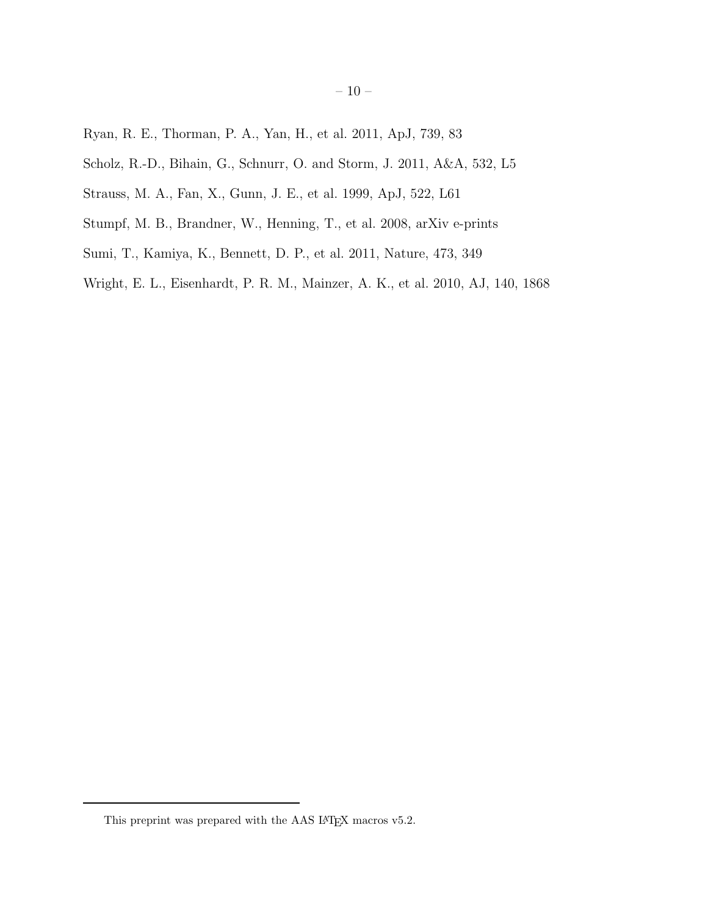Ryan, R. E., Thorman, P. A., Yan, H., et al. 2011, ApJ, 739, 83

Scholz, R.-D., Bihain, G., Schnurr, O. and Storm, J. 2011, A&A, 532, L5

Strauss, M. A., Fan, X., Gunn, J. E., et al. 1999, ApJ, 522, L61

Stumpf, M. B., Brandner, W., Henning, T., et al. 2008, arXiv e-prints

Sumi, T., Kamiya, K., Bennett, D. P., et al. 2011, Nature, 473, 349

Wright, E. L., Eisenhardt, P. R. M., Mainzer, A. K., et al. 2010, AJ, 140, 1868

This preprint was prepared with the AAS LaTeX macros v5.2.